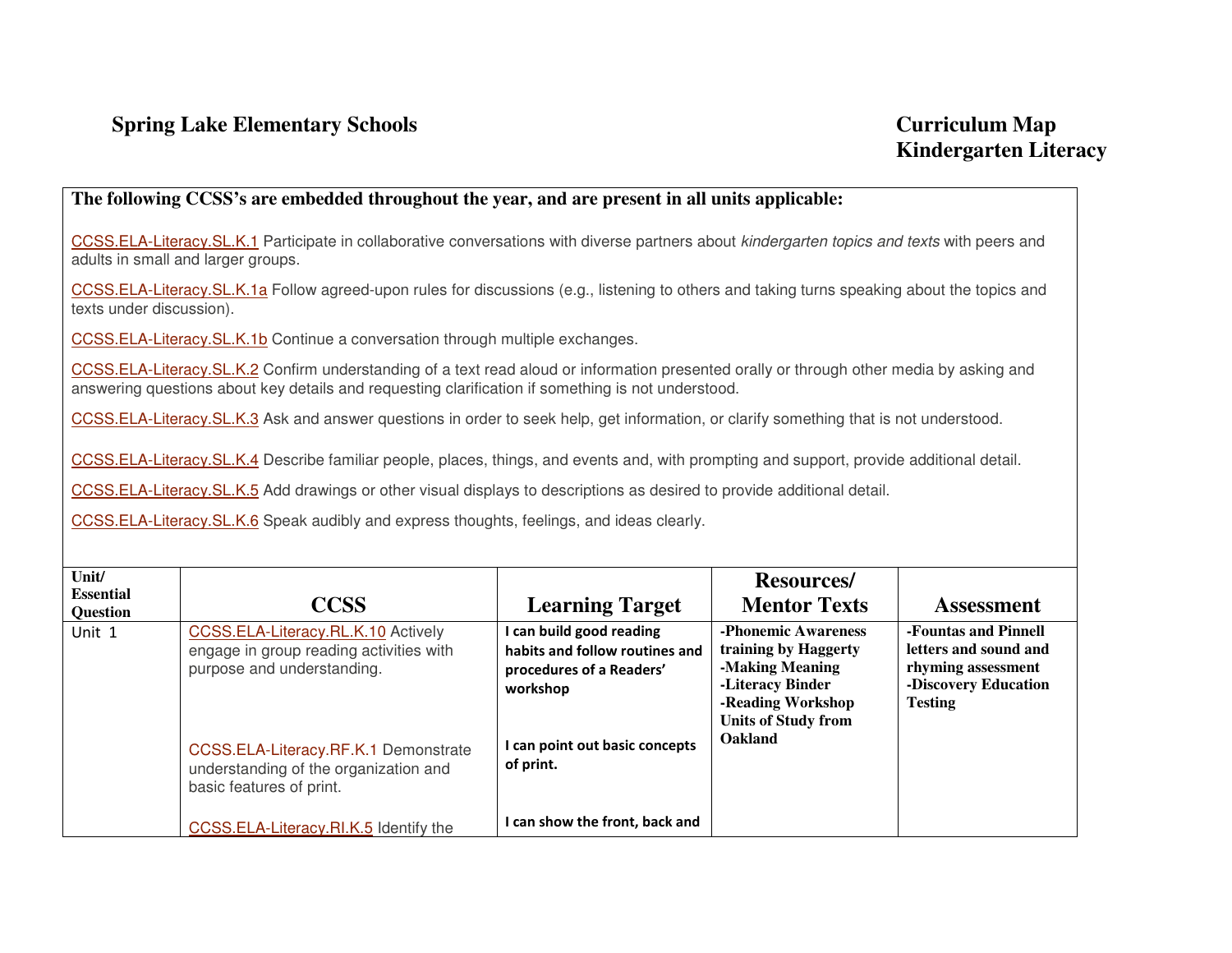**Spring Lake Elementary Schools**

**Curriculum Map**
**Kindergarten Literacy**

**The following CCSS's are embedded throughout the year, and are present in all units applicable:**

CCSS.ELA-Literacy.SL.K.1 Participate in collaborative conversations with diverse partners about *kindergarten topics and texts* with peers and adults in small and larger groups.

CCSS.ELA-Literacy.SL.K.1a Follow agreed-upon rules for discussions (e.g., listening to others and taking turns speaking about the topics and texts under discussion).

CCSS.ELA-Literacy.SL.K.1b Continue a conversation through multiple exchanges.

CCSS.ELA-Literacy.SL.K.2 Confirm understanding of a text read aloud or information presented orally or through other media by asking and answering questions about key details and requesting clarification if something is not understood.

CCSS.ELA-Literacy.SL.K.3 Ask and answer questions in order to seek help, get information, or clarify something that is not understood.

CCSS.ELA-Literacy.SL.K.4 Describe familiar people, places, things, and events and, with prompting and support, provide additional detail.

CCSS.ELA-Literacy.SL.K.5 Add drawings or other visual displays to descriptions as desired to provide additional detail.

CCSS.ELA-Literacy.SL.K.6 Speak audibly and express thoughts, feelings, and ideas clearly.

| Unit/ Essential Question | CCSS | Learning Target | Resources/ Mentor Texts | Assessment |
|---|---|---|---|---|
| Unit 1 | CCSS.ELA-Literacy.RL.K.10 Actively engage in group reading activities with purpose and understanding. | **I can build good reading habits and follow routines and procedures of a Readers' workshop** | **-Phonemic Awareness training by Haggerty** **-Making Meaning** **-Literacy Binder** **-Reading Workshop Units of Study from Oakland** | **-Fountas and Pinnell letters and sound and rhyming assessment** **-Discovery Education Testing** |
| | CCSS.ELA-Literacy.RF.K.1 Demonstrate understanding of the organization and basic features of print. | **I can point out basic concepts of print.** | | |
| | CCSS.ELA-Literacy.RI.K.5 Identify the | **I can show the front, back and** | | |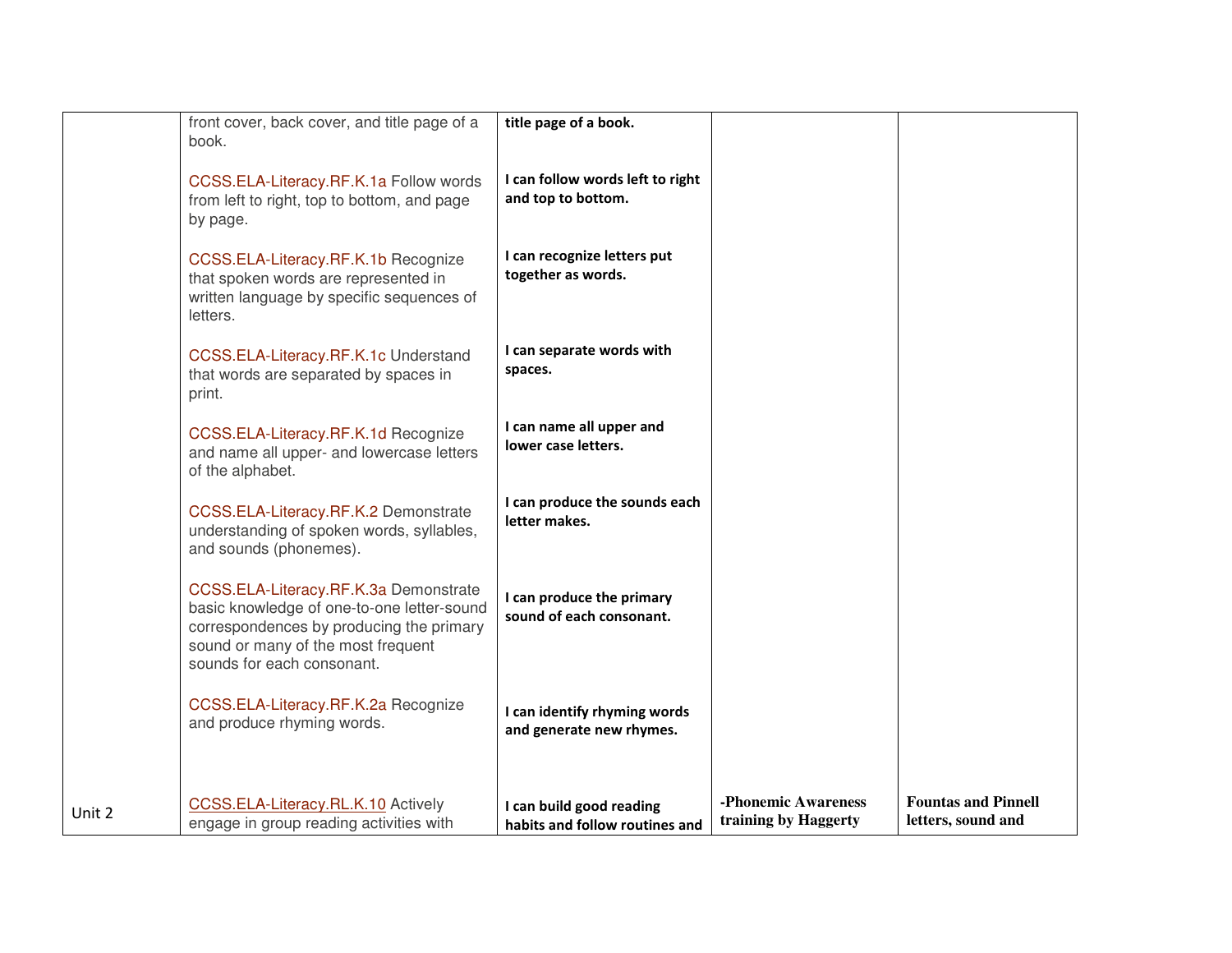| | | | | |
|---|---|---|---|---|
| | front cover, back cover, and title page of a book.<br><br>CCSS.ELA-Literacy.RF.K.1a Follow words from left to right, top to bottom, and page by page.<br><br>CCSS.ELA-Literacy.RF.K.1b Recognize that spoken words are represented in written language by specific sequences of letters.<br><br>CCSS.ELA-Literacy.RF.K.1c Understand that words are separated by spaces in print.<br><br>CCSS.ELA-Literacy.RF.K.1d Recognize and name all upper- and lowercase letters of the alphabet.<br><br>CCSS.ELA-Literacy.RF.K.2 Demonstrate understanding of spoken words, syllables, and sounds (phonemes).<br><br>CCSS.ELA-Literacy.RF.K.3a Demonstrate basic knowledge of one-to-one letter-sound correspondences by producing the primary sound or many of the most frequent sounds for each consonant.<br><br>CCSS.ELA-Literacy.RF.K.2a Recognize and produce rhyming words. | **title page of a book.**<br><br>**I can follow words left to right and top to bottom.**<br><br>**I can recognize letters put together as words.**<br><br>**I can separate words with spaces.**<br><br>**I can name all upper and lower case letters.**<br><br>**I can produce the sounds each letter makes.**<br><br>**I can produce the primary sound of each consonant.**<br><br>**I can identify rhyming words and generate new rhymes.** | | |
| Unit 2 | CCSS.ELA-Literacy.RL.K.10 Actively engage in group reading activities with | **I can build good reading habits and follow routines and** | **-Phonemic Awareness training by Haggerty** | **Fountas and Pinnell letters, sound and** |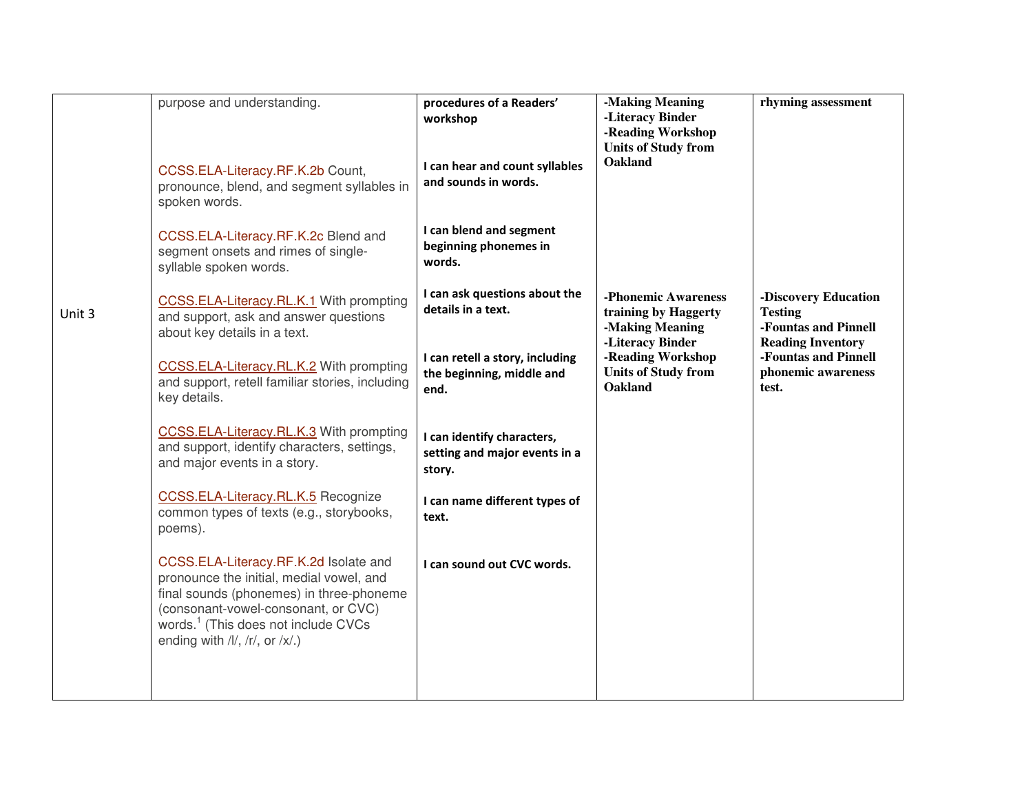| Unit 3 | purpose and understanding. | procedures of a Readers' workshop | -Making Meaning<br>-Literacy Binder<br>-Reading Workshop Units of Study from Oakland | rhyming assessment |
|---|---|---|---|---|
| | CCSS.ELA-Literacy.RF.K.2b Count, pronounce, blend, and segment syllables in spoken words. | **I can hear and count syllables and sounds in words.** | | |
| | CCSS.ELA-Literacy.RF.K.2c Blend and segment onsets and rimes of single-syllable spoken words. | **I can blend and segment beginning phonemes in words.** | | |
| | CCSS.ELA-Literacy.RL.K.1 With prompting and support, ask and answer questions about key details in a text. | **I can ask questions about the details in a text.** | **-Phonemic Awareness training by Haggerty<br>-Making Meaning<br>-Literacy Binder<br>-Reading Workshop Units of Study from Oakland** | **-Discovery Education Testing<br>-Fountas and Pinnell Reading Inventory<br>-Fountas and Pinnell phonemic awareness test.** |
| | CCSS.ELA-Literacy.RL.K.2 With prompting and support, retell familiar stories, including key details. | **I can retell a story, including the beginning, middle and end.** | | |
| | CCSS.ELA-Literacy.RL.K.3 With prompting and support, identify characters, settings, and major events in a story. | **I can identify characters, setting and major events in a story.** | | |
| | CCSS.ELA-Literacy.RL.K.5 Recognize common types of texts (e.g., storybooks, poems). | **I can name different types of text.** | | |
| | CCSS.ELA-Literacy.RF.K.2d Isolate and pronounce the initial, medial vowel, and final sounds (phonemes) in three-phoneme (consonant-vowel-consonant, or CVC) words.[1] (This does not include CVCs ending with /l/, /r/, or /x/.) | **I can sound out CVC words.** | | |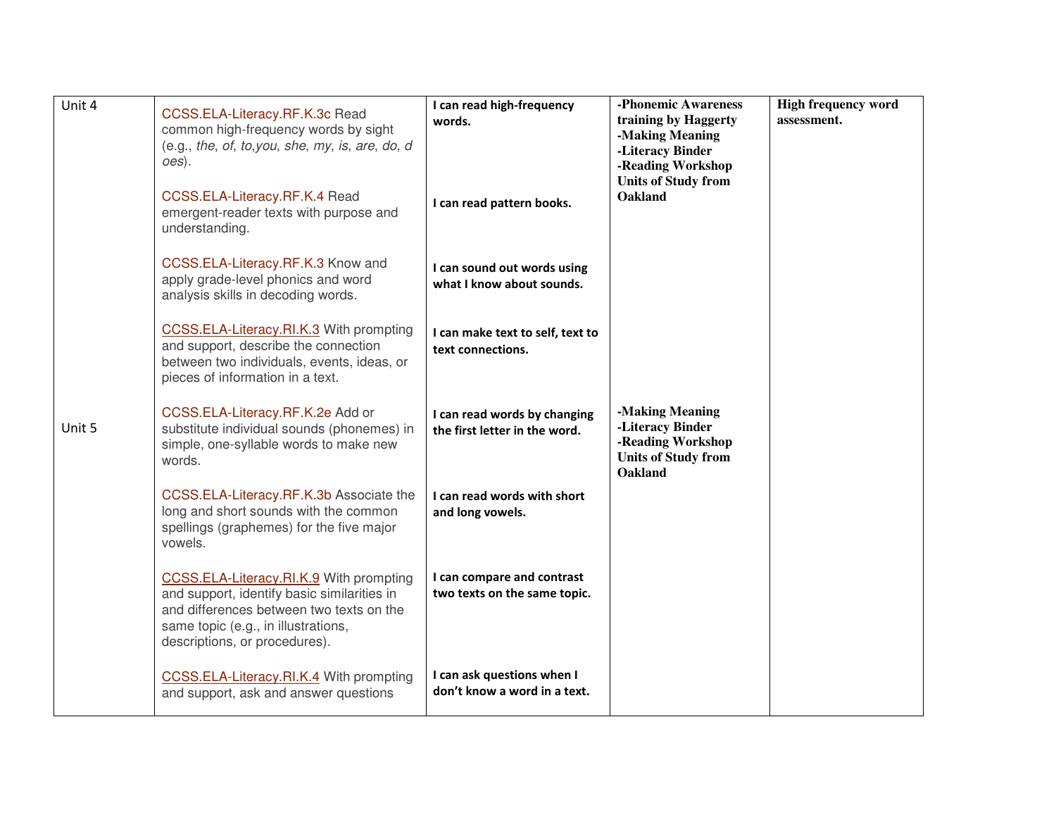| Unit 4 | CCSS.ELA-Literacy.RF.K.3c Read common high-frequency words by sight (e.g., *the*, *of*, *to*,*you*, *she*, *my*, *is*, *are*, *do*, *does*). | **I can read high-frequency words.** | **-Phonemic Awareness training by Haggerty -Making Meaning -Literacy Binder -Reading Workshop Units of Study from Oakland** | **High frequency word assessment.** |
|---|---|---|---|---|
| | CCSS.ELA-Literacy.RF.K.4 Read emergent-reader texts with purpose and understanding. | **I can read pattern books.** | | |
| | CCSS.ELA-Literacy.RF.K.3 Know and apply grade-level phonics and word analysis skills in decoding words. | **I can sound out words using what I know about sounds.** | | |
| | CCSS.ELA-Literacy.RI.K.3 With prompting and support, describe the connection between two individuals, events, ideas, or pieces of information in a text. | **I can make text to self, text to text connections.** | | |
| Unit 5 | CCSS.ELA-Literacy.RF.K.2e Add or substitute individual sounds (phonemes) in simple, one-syllable words to make new words. | **I can read words by changing the first letter in the word.** | **-Making Meaning -Literacy Binder -Reading Workshop Units of Study from Oakland** | |
| | CCSS.ELA-Literacy.RF.K.3b Associate the long and short sounds with the common spellings (graphemes) for the five major vowels. | **I can read words with short and long vowels.** | | |
| | CCSS.ELA-Literacy.RI.K.9 With prompting and support, identify basic similarities in and differences between two texts on the same topic (e.g., in illustrations, descriptions, or procedures). | **I can compare and contrast two texts on the same topic.** | | |
| | CCSS.ELA-Literacy.RI.K.4 With prompting and support, ask and answer questions | **I can ask questions when I don't know a word in a text.** | | |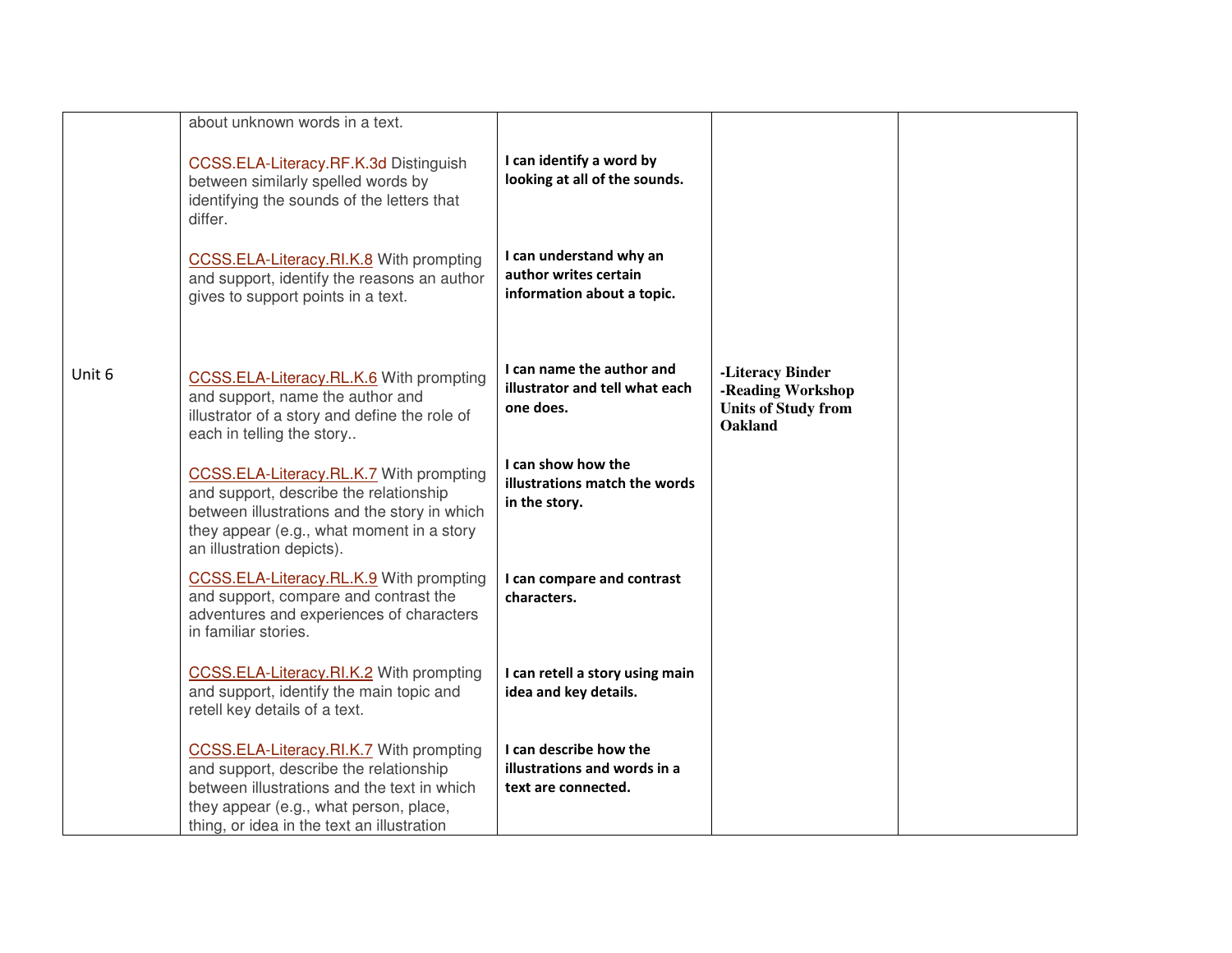| | | | | |
|---|---|---|---|---|
| Unit 6 | about unknown words in a text.<br><br>CCSS.ELA-Literacy.RF.K.3d Distinguish between similarly spelled words by identifying the sounds of the letters that differ.<br><br>CCSS.ELA-Literacy.RI.K.8 With prompting and support, identify the reasons an author gives to support points in a text.<br><br>CCSS.ELA-Literacy.RL.K.6 With prompting and support, name the author and illustrator of a story and define the role of each in telling the story..<br><br>CCSS.ELA-Literacy.RL.K.7 With prompting and support, describe the relationship between illustrations and the story in which they appear (e.g., what moment in a story an illustration depicts).<br><br>CCSS.ELA-Literacy.RL.K.9 With prompting and support, compare and contrast the adventures and experiences of characters in familiar stories.<br><br>CCSS.ELA-Literacy.RI.K.2 With prompting and support, identify the main topic and retell key details of a text.<br><br>CCSS.ELA-Literacy.RI.K.7 With prompting and support, describe the relationship between illustrations and the text in which they appear (e.g., what person, place, thing, or idea in the text an illustration | **I can identify a word by looking at all of the sounds.**<br><br>**I can understand why an author writes certain information about a topic.**<br><br>**I can name the author and illustrator and tell what each one does.**<br><br>**I can show how the illustrations match the words in the story.**<br><br>**I can compare and contrast characters.**<br><br>**I can retell a story using main idea and key details.**<br><br>**I can describe how the illustrations and words in a text are connected.** | **-Literacy Binder**<br>**-Reading Workshop Units of Study from Oakland** | |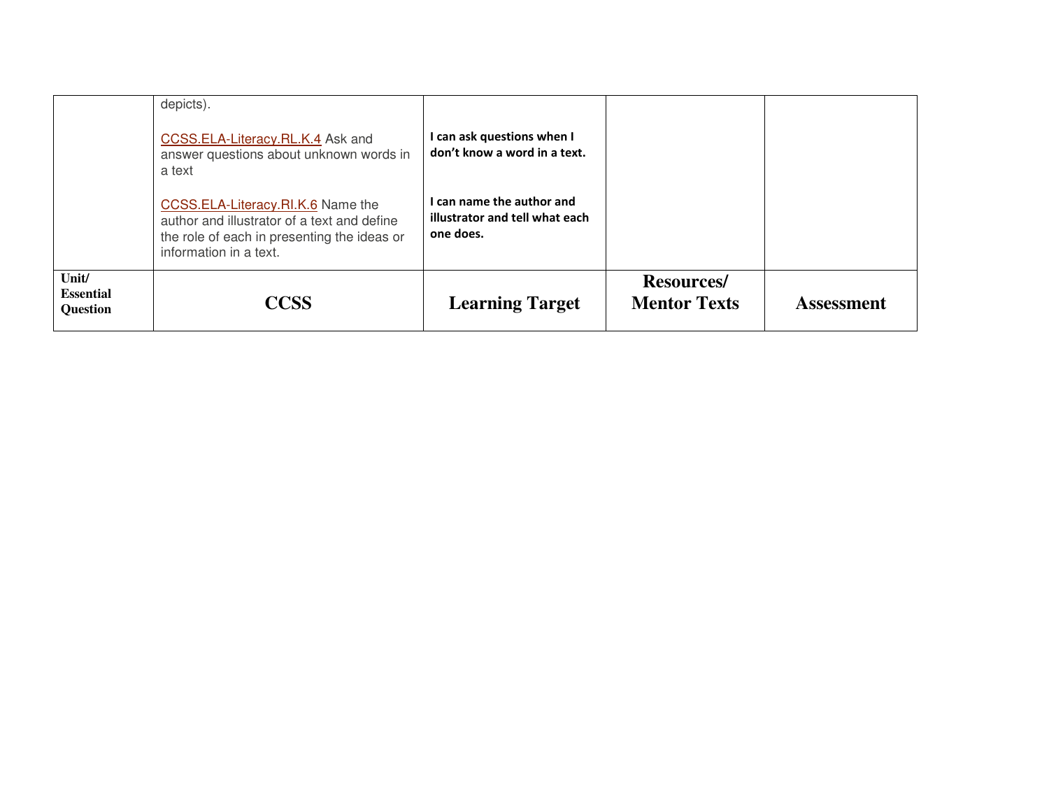| | | | | |
|---|---|---|---|---|
| | depicts).<br><br>CCSS.ELA-Literacy.RL.K.4 Ask and answer questions about unknown words in a text<br><br>CCSS.ELA-Literacy.RI.K.6 Name the author and illustrator of a text and define the role of each in presenting the ideas or information in a text. | **I can ask questions when I don't know a word in a text.**<br><br>**I can name the author and illustrator and tell what each one does.** | | |
| **Unit/ Essential Question** | **CCSS** | **Learning Target** | **Resources/ Mentor Texts** | **Assessment** |